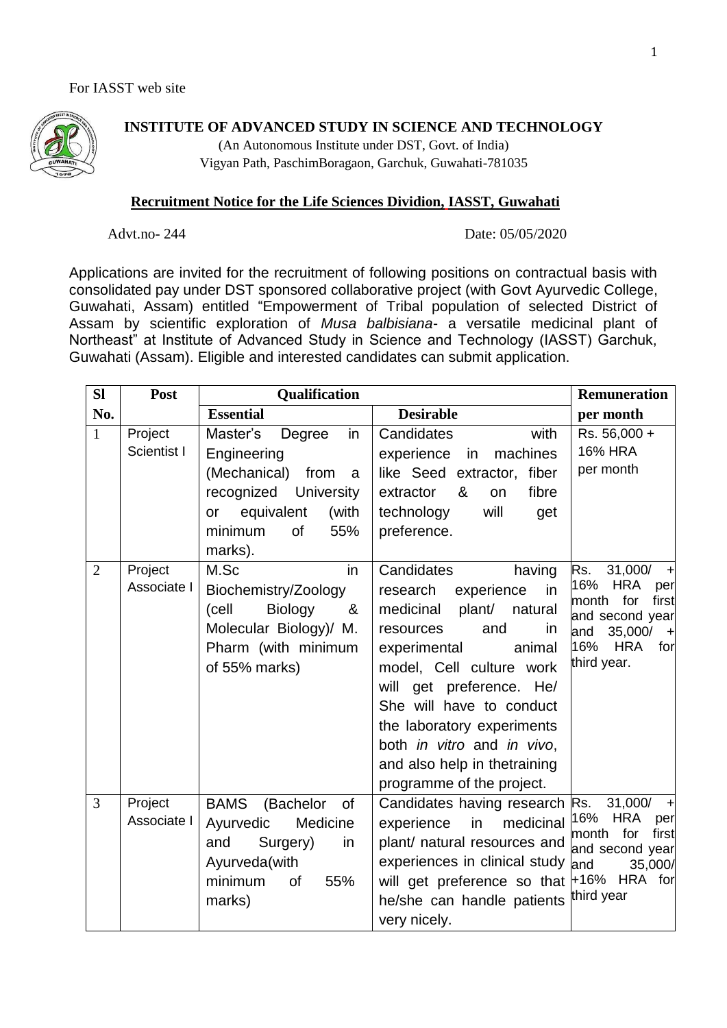For IASST web site

**INSTITUTE OF ADVANCED STUDY IN SCIENCE AND TECHNOLOGY**

(An Autonomous Institute under DST, Govt. of India)
Vigyan Path, PaschimBoragaon, Garchuk, Guwahati-781035

**Recruitment Notice for the Life Sciences Dividion, IASST, Guwahati**

Advt.no- 244 Date: 05/05/2020

Applications are invited for the recruitment of following positions on contractual basis with consolidated pay under DST sponsored collaborative project (with Govt Ayurvedic College, Guwahati, Assam) entitled "Empowerment of Tribal population of selected District of Assam by scientific exploration of *Musa balbisiana*- a versatile medicinal plant of Northeast" at Institute of Advanced Study in Science and Technology (IASST) Garchuk, Guwahati (Assam). Eligible and interested candidates can submit application.

| Sl No. | Post | Qualification | | Remuneration per month |
|---|---|---|---|---|
| | | Essential | Desirable | |
| 1 | Project Scientist I | Master's Degree in Engineering (Mechanical) from a recognized University or equivalent (with minimum of 55% marks). | Candidates with experience in machines like Seed extractor, fiber extractor & on fibre technology will get preference. | Rs. 56,000 + 16% HRA per month |
| 2 | Project Associate I | M.Sc in Biochemistry/Zoology (cell Biology & Molecular Biology)/ M. Pharm (with minimum of 55% marks) | Candidates having research experience in medicinal plant/ natural resources and in experimental animal model, Cell culture work will get preference. He/ She will have to conduct the laboratory experiments both *in vitro* and *in vivo*, and also help in thetraining programme of the project. | Rs. 31,000/ + 16% HRA per month for first and second year and 35,000/ + 16% HRA for third year. |
| 3 | Project Associate I | BAMS (Bachelor of Ayurvedic Medicine and Surgery) in Ayurveda(with minimum of 55% marks) | Candidates having research experience in medicinal plant/ natural resources and experiences in clinical study will get preference so that he/she can handle patients very nicely. | Rs. 31,000/ + 16% HRA per month for first and second year and 35,000/ +16% HRA for third year |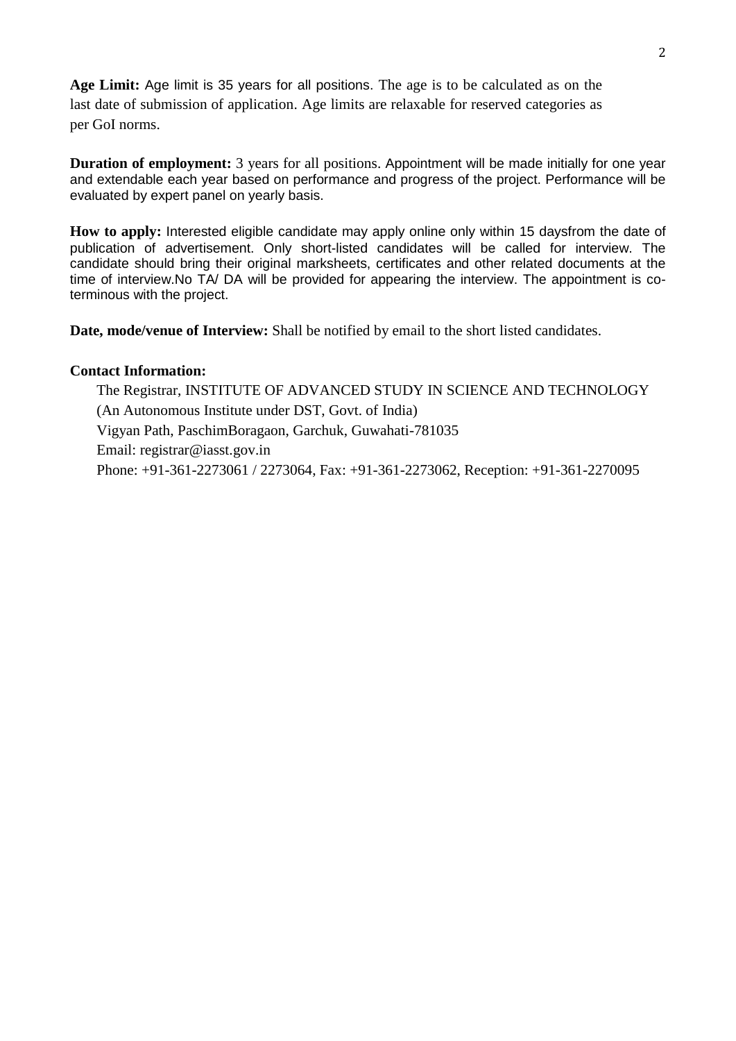**Age Limit:** Age limit is 35 years for all positions. The age is to be calculated as on the last date of submission of application. Age limits are relaxable for reserved categories as per GoI norms.

**Duration of employment:** 3 years for all positions. Appointment will be made initially for one year and extendable each year based on performance and progress of the project. Performance will be evaluated by expert panel on yearly basis.

**How to apply:** Interested eligible candidate may apply online only within 15 daysfrom the date of publication of advertisement. Only short-listed candidates will be called for interview. The candidate should bring their original marksheets, certificates and other related documents at the time of interview.No TA/ DA will be provided for appearing the interview. The appointment is co-terminous with the project.

**Date, mode/venue of Interview:** Shall be notified by email to the short listed candidates.

**Contact Information:**

The Registrar, INSTITUTE OF ADVANCED STUDY IN SCIENCE AND TECHNOLOGY
(An Autonomous Institute under DST, Govt. of India)
Vigyan Path, PaschimBoragaon, Garchuk, Guwahati-781035
Email: registrar@iasst.gov.in
Phone: +91-361-2273061 / 2273064, Fax: +91-361-2273062, Reception: +91-361-2270095